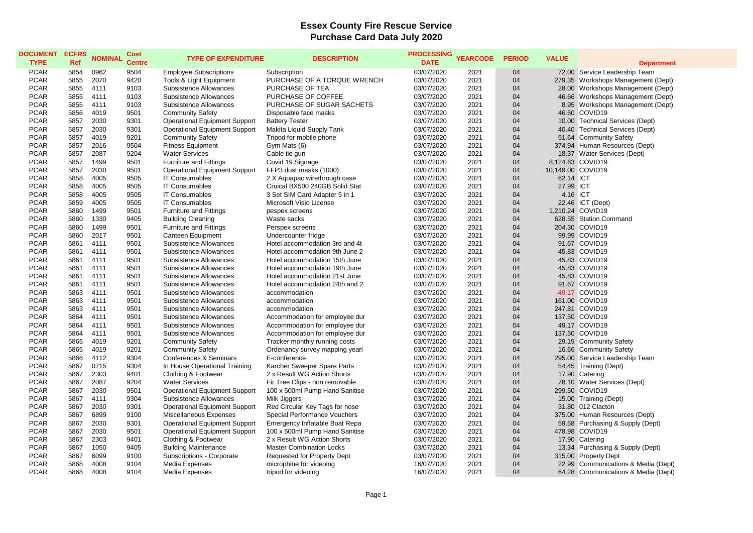# Essex County Fire Rescue Service
## Purchase Card Data July 2020

| DOCUMENT TYPE | ECFRS Ref | NOMINAL | Cost Centre | TYPE OF EXPENDITURE | DESCRIPTION | PROCESSING DATE | YEARCODE | PERIOD | VALUE | Department |
|---|---|---|---|---|---|---|---|---|---|---|
| PCAR | 5854 | 0962 | 9504 | Employee Subscriptions | Subscription | 03/07/2020 | 2021 | 04 | 72.00 | Service Leadership Team |
| PCAR | 5855 | 2070 | 9420 | Tools & Light Equipment | PURCHASE OF A TORQUE WRENCH | 03/07/2020 | 2021 | 04 | 279.35 | Workshops Management (Dept) |
| PCAR | 5855 | 4111 | 9103 | Subsistence Allowances | PURCHASE OF TEA | 03/07/2020 | 2021 | 04 | 28.00 | Workshops Management (Dept) |
| PCAR | 5855 | 4111 | 9103 | Subsistence Allowances | PURCHASE OF COFFEE | 03/07/2020 | 2021 | 04 | 46.66 | Workshops Management (Dept) |
| PCAR | 5855 | 4111 | 9103 | Subsistence Allowances | PURCHASE OF SUGAR SACHETS | 03/07/2020 | 2021 | 04 | 8.95 | Workshops Management (Dept) |
| PCAR | 5856 | 4019 | 9501 | Community Safety | Disposable face masks | 03/07/2020 | 2021 | 04 | 46.60 | COVID19 |
| PCAR | 5857 | 2030 | 9301 | Operational Equipment Support | Battery Tester | 03/07/2020 | 2021 | 04 | 10.00 | Technical Services (Dept) |
| PCAR | 5857 | 2030 | 9301 | Operational Equipment Support | Makita Liquid Supply Tank | 03/07/2020 | 2021 | 04 | 40.40 | Technical Services (Dept) |
| PCAR | 5857 | 4019 | 9201 | Community Safety | Tripod for mobile phone | 03/07/2020 | 2021 | 04 | 51.64 | Community Safety |
| PCAR | 5857 | 2016 | 9504 | Fitness Equipment | Gym Mats (6) | 03/07/2020 | 2021 | 04 | 374.94 | Human Resources (Dept) |
| PCAR | 5857 | 2087 | 9204 | Water Services | Cable tie gun | 03/07/2020 | 2021 | 04 | 18.37 | Water Services (Dept) |
| PCAR | 5857 | 1499 | 9501 | Furniture and Fittings | Covid 19 Signage | 03/07/2020 | 2021 | 04 | 8,124.63 | COVID19 |
| PCAR | 5857 | 2030 | 9501 | Operational Equipment Support | FFP3 dust masks (1000) | 03/07/2020 | 2021 | 04 | 10,149.00 | COVID19 |
| PCAR | 5858 | 4005 | 9505 | IT Consumables | 2 X Aquapac wirethrough case | 03/07/2020 | 2021 | 04 | 62.14 | ICT |
| PCAR | 5858 | 4005 | 9505 | IT Consumables | Cruical BX500 240GB Solid Stat | 03/07/2020 | 2021 | 04 | 27.99 | ICT |
| PCAR | 5858 | 4005 | 9505 | IT Consumables | 3 Set SIM Card Adapter 5 in 1 | 03/07/2020 | 2021 | 04 | 4.16 | ICT |
| PCAR | 5859 | 4005 | 9505 | IT Consumables | Microsoft Visio License | 03/07/2020 | 2021 | 04 | 22.46 | ICT (Dept) |
| PCAR | 5860 | 1499 | 9501 | Furniture and Fittings | pespex screens | 03/07/2020 | 2021 | 04 | 1,210.24 | COVID19 |
| PCAR | 5860 | 1330 | 9405 | Building Cleaning | Waste sacks | 03/07/2020 | 2021 | 04 | 628.55 | Station Command |
| PCAR | 5860 | 1499 | 9501 | Furniture and Fittings | Perspex screens | 03/07/2020 | 2021 | 04 | 204.30 | COVID19 |
| PCAR | 5860 | 2017 | 9501 | Canteen Equipment | Undercounter fridge | 03/07/2020 | 2021 | 04 | 99.99 | COVID19 |
| PCAR | 5861 | 4111 | 9501 | Subsistence Allowances | Hotel accommodation 3rd and 4t | 03/07/2020 | 2021 | 04 | 91.67 | COVID19 |
| PCAR | 5861 | 4111 | 9501 | Subsistence Allowances | Hotel accommodation 9th June 2 | 03/07/2020 | 2021 | 04 | 45.83 | COVID19 |
| PCAR | 5861 | 4111 | 9501 | Subsistence Allowances | Hotel accommodation 15th June | 03/07/2020 | 2021 | 04 | 45.83 | COVID19 |
| PCAR | 5861 | 4111 | 9501 | Subsistence Allowances | Hotel accommodation 19th June | 03/07/2020 | 2021 | 04 | 45.83 | COVID19 |
| PCAR | 5861 | 4111 | 9501 | Subsistence Allowances | Hotel accommodation 21st June | 03/07/2020 | 2021 | 04 | 45.83 | COVID19 |
| PCAR | 5861 | 4111 | 9501 | Subsistence Allowances | Hotel accommodation 24th and 2 | 03/07/2020 | 2021 | 04 | 91.67 | COVID19 |
| PCAR | 5863 | 4111 | 9501 | Subsistence Allowances | accommodation | 03/07/2020 | 2021 | 04 | -49.17 | COVID19 |
| PCAR | 5863 | 4111 | 9501 | Subsistence Allowances | accommodation | 03/07/2020 | 2021 | 04 | 161.00 | COVID19 |
| PCAR | 5863 | 4111 | 9501 | Subsistence Allowances | accommodation | 03/07/2020 | 2021 | 04 | 247.81 | COVID19 |
| PCAR | 5864 | 4111 | 9501 | Subsistence Allowances | Accommodation for employee dur | 03/07/2020 | 2021 | 04 | 137.50 | COVID19 |
| PCAR | 5864 | 4111 | 9501 | Subsistence Allowances | Accommodation for employee dur | 03/07/2020 | 2021 | 04 | 49.17 | COVID19 |
| PCAR | 5864 | 4111 | 9501 | Subsistence Allowances | Accommodation for employee dur | 03/07/2020 | 2021 | 04 | 137.50 | COVID19 |
| PCAR | 5865 | 4019 | 9201 | Community Safety | Tracker monthly running costs | 03/07/2020 | 2021 | 04 | 29.19 | Community Safety |
| PCAR | 5865 | 4019 | 9201 | Community Safety | Ordenancy survey mapping yearl | 03/07/2020 | 2021 | 04 | 16.66 | Community Safety |
| PCAR | 5866 | 4112 | 9304 | Conferences & Seminars | E-conference | 03/07/2020 | 2021 | 04 | 295.00 | Service Leadership Team |
| PCAR | 5867 | 0715 | 9304 | In House Operational Training | Karcher Sweeper Spare Parts | 03/07/2020 | 2021 | 04 | 54.45 | Training (Dept) |
| PCAR | 5867 | 2303 | 9401 | Clothing & Footwear | 2 x Result WG Action Shorts | 03/07/2020 | 2021 | 04 | 17.90 | Catering |
| PCAR | 5867 | 2087 | 9204 | Water Services | Fir Tree Clips - non removable | 03/07/2020 | 2021 | 04 | 78.10 | Water Services (Dept) |
| PCAR | 5867 | 2030 | 9501 | Operational Equipment Support | 100 x 500ml Pump Hand Sanitise | 03/07/2020 | 2021 | 04 | 299.50 | COVID19 |
| PCAR | 5867 | 4111 | 9304 | Subsistence Allowances | Milk Jiggers | 03/07/2020 | 2021 | 04 | 15.00 | Training (Dept) |
| PCAR | 5867 | 2030 | 9301 | Operational Equipment Support | Red Circular Key Tags for hose | 03/07/2020 | 2021 | 04 | 31.80 | 012 Clacton |
| PCAR | 5867 | 6899 | 9100 | Miscellaneous Expenses | Special Performance Vouchers | 03/07/2020 | 2021 | 04 | 375.00 | Human Resources (Dept) |
| PCAR | 5867 | 2030 | 9301 | Operational Equipment Support | Emergency Inflatable Boat Repa | 03/07/2020 | 2021 | 04 | 59.58 | Purchasing & Supply (Dept) |
| PCAR | 5867 | 2030 | 9501 | Operational Equipment Support | 100 x 500ml Pump Hand Sanitise | 03/07/2020 | 2021 | 04 | 478.98 | COVID19 |
| PCAR | 5867 | 2303 | 9401 | Clothing & Footwear | 2 x Result WG Action Shorts | 03/07/2020 | 2021 | 04 | 17.90 | Catering |
| PCAR | 5867 | 1050 | 9405 | Building Maintenance | Master Combination Locks | 03/07/2020 | 2021 | 04 | 13.34 | Purchasing & Supply (Dept) |
| PCAR | 5867 | 6099 | 9100 | Subscriptions - Corporate | Requested for Property Dept | 03/07/2020 | 2021 | 04 | 315.00 | Property Dept |
| PCAR | 5868 | 4008 | 9104 | Media Expenses | microphine for videoing | 16/07/2020 | 2021 | 04 | 22.99 | Communications & Media (Dept) |
| PCAR | 5868 | 4008 | 9104 | Media Expenses | tripod for videoing | 16/07/2020 | 2021 | 04 | 64.28 | Communications & Media (Dept) |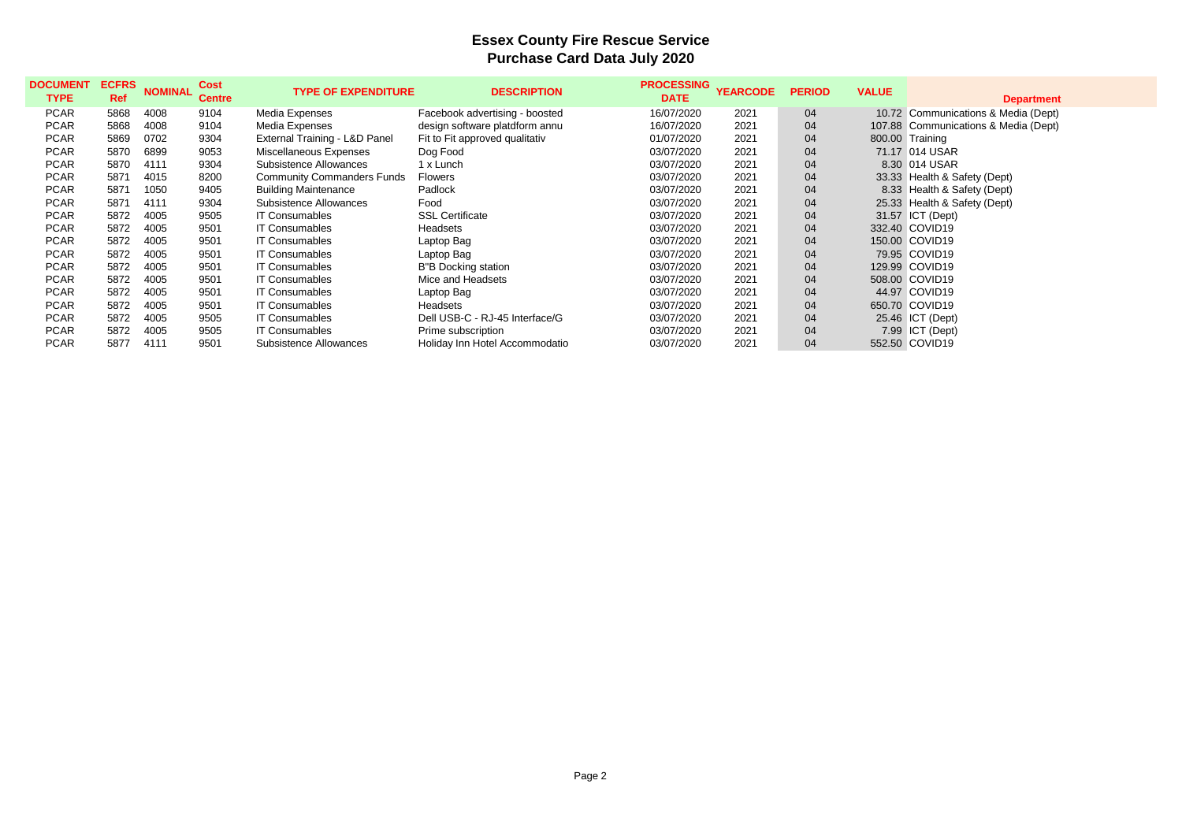# Essex County Fire Rescue Service
## Purchase Card Data July 2020

| DOCUMENT TYPE | ECFRS Ref | NOMINAL | Cost Centre | TYPE OF EXPENDITURE | DESCRIPTION | PROCESSING DATE | YEARCODE | PERIOD | VALUE | Department |
|---|---|---|---|---|---|---|---|---|---|---|
| PCAR | 5868 | 4008 | 9104 | Media Expenses | Facebook advertising - boosted | 16/07/2020 | 2021 | 04 | 10.72 | Communications & Media (Dept) |
| PCAR | 5868 | 4008 | 9104 | Media Expenses | design software platdform annu | 16/07/2020 | 2021 | 04 | 107.88 | Communications & Media (Dept) |
| PCAR | 5869 | 0702 | 9304 | External Training - L&D Panel | Fit to Fit approved qualitativ | 01/07/2020 | 2021 | 04 | 800.00 | Training |
| PCAR | 5870 | 6899 | 9053 | Miscellaneous Expenses | Dog Food | 03/07/2020 | 2021 | 04 | 71.17 | 014 USAR |
| PCAR | 5870 | 4111 | 9304 | Subsistence Allowances | 1 x Lunch | 03/07/2020 | 2021 | 04 | 8.30 | 014 USAR |
| PCAR | 5871 | 4015 | 8200 | Community Commanders Funds | Flowers | 03/07/2020 | 2021 | 04 | 33.33 | Health & Safety (Dept) |
| PCAR | 5871 | 1050 | 9405 | Building Maintenance | Padlock | 03/07/2020 | 2021 | 04 | 8.33 | Health & Safety (Dept) |
| PCAR | 5871 | 4111 | 9304 | Subsistence Allowances | Food | 03/07/2020 | 2021 | 04 | 25.33 | Health & Safety (Dept) |
| PCAR | 5872 | 4005 | 9505 | IT Consumables | SSL Certificate | 03/07/2020 | 2021 | 04 | 31.57 | ICT (Dept) |
| PCAR | 5872 | 4005 | 9501 | IT Consumables | Headsets | 03/07/2020 | 2021 | 04 | 332.40 | COVID19 |
| PCAR | 5872 | 4005 | 9501 | IT Consumables | Laptop Bag | 03/07/2020 | 2021 | 04 | 150.00 | COVID19 |
| PCAR | 5872 | 4005 | 9501 | IT Consumables | Laptop Bag | 03/07/2020 | 2021 | 04 | 79.95 | COVID19 |
| PCAR | 5872 | 4005 | 9501 | IT Consumables | B"B Docking station | 03/07/2020 | 2021 | 04 | 129.99 | COVID19 |
| PCAR | 5872 | 4005 | 9501 | IT Consumables | Mice and Headsets | 03/07/2020 | 2021 | 04 | 508.00 | COVID19 |
| PCAR | 5872 | 4005 | 9501 | IT Consumables | Laptop Bag | 03/07/2020 | 2021 | 04 | 44.97 | COVID19 |
| PCAR | 5872 | 4005 | 9501 | IT Consumables | Headsets | 03/07/2020 | 2021 | 04 | 650.70 | COVID19 |
| PCAR | 5872 | 4005 | 9505 | IT Consumables | Dell USB-C - RJ-45 Interface/G | 03/07/2020 | 2021 | 04 | 25.46 | ICT (Dept) |
| PCAR | 5872 | 4005 | 9505 | IT Consumables | Prime subscription | 03/07/2020 | 2021 | 04 | 7.99 | ICT (Dept) |
| PCAR | 5877 | 4111 | 9501 | Subsistence Allowances | Holiday Inn Hotel Accommodatio | 03/07/2020 | 2021 | 04 | 552.50 | COVID19 |